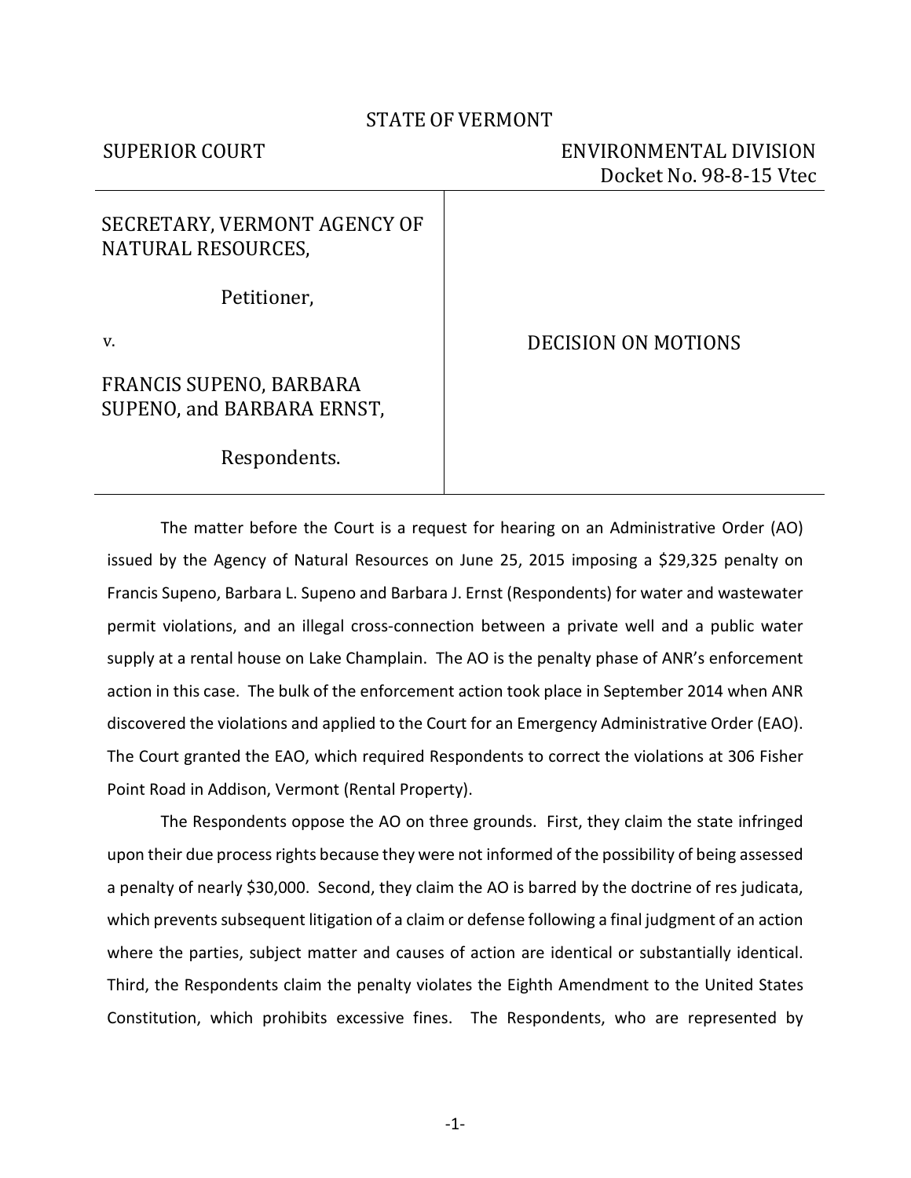STATE OF VERMONT

SUPERIOR COURT | ENVIRONMENTAL DIVISION
Docket No. 98-8-15 Vtec

| | |
|---|---|
| SECRETARY, VERMONT AGENCY OF NATURAL RESOURCES,<br><br>Petitioner,<br><br>v.<br><br>FRANCIS SUPENO, BARBARA SUPENO, and BARBARA ERNST,<br><br>Respondents. | DECISION ON MOTIONS |

The matter before the Court is a request for hearing on an Administrative Order (AO) issued by the Agency of Natural Resources on June 25, 2015 imposing a $29,325 penalty on Francis Supeno, Barbara L. Supeno and Barbara J. Ernst (Respondents) for water and wastewater permit violations, and an illegal cross-connection between a private well and a public water supply at a rental house on Lake Champlain. The AO is the penalty phase of ANR's enforcement action in this case. The bulk of the enforcement action took place in September 2014 when ANR discovered the violations and applied to the Court for an Emergency Administrative Order (EAO). The Court granted the EAO, which required Respondents to correct the violations at 306 Fisher Point Road in Addison, Vermont (Rental Property).

The Respondents oppose the AO on three grounds. First, they claim the state infringed upon their due process rights because they were not informed of the possibility of being assessed a penalty of nearly $30,000. Second, they claim the AO is barred by the doctrine of res judicata, which prevents subsequent litigation of a claim or defense following a final judgment of an action where the parties, subject matter and causes of action are identical or substantially identical. Third, the Respondents claim the penalty violates the Eighth Amendment to the United States Constitution, which prohibits excessive fines. The Respondents, who are represented by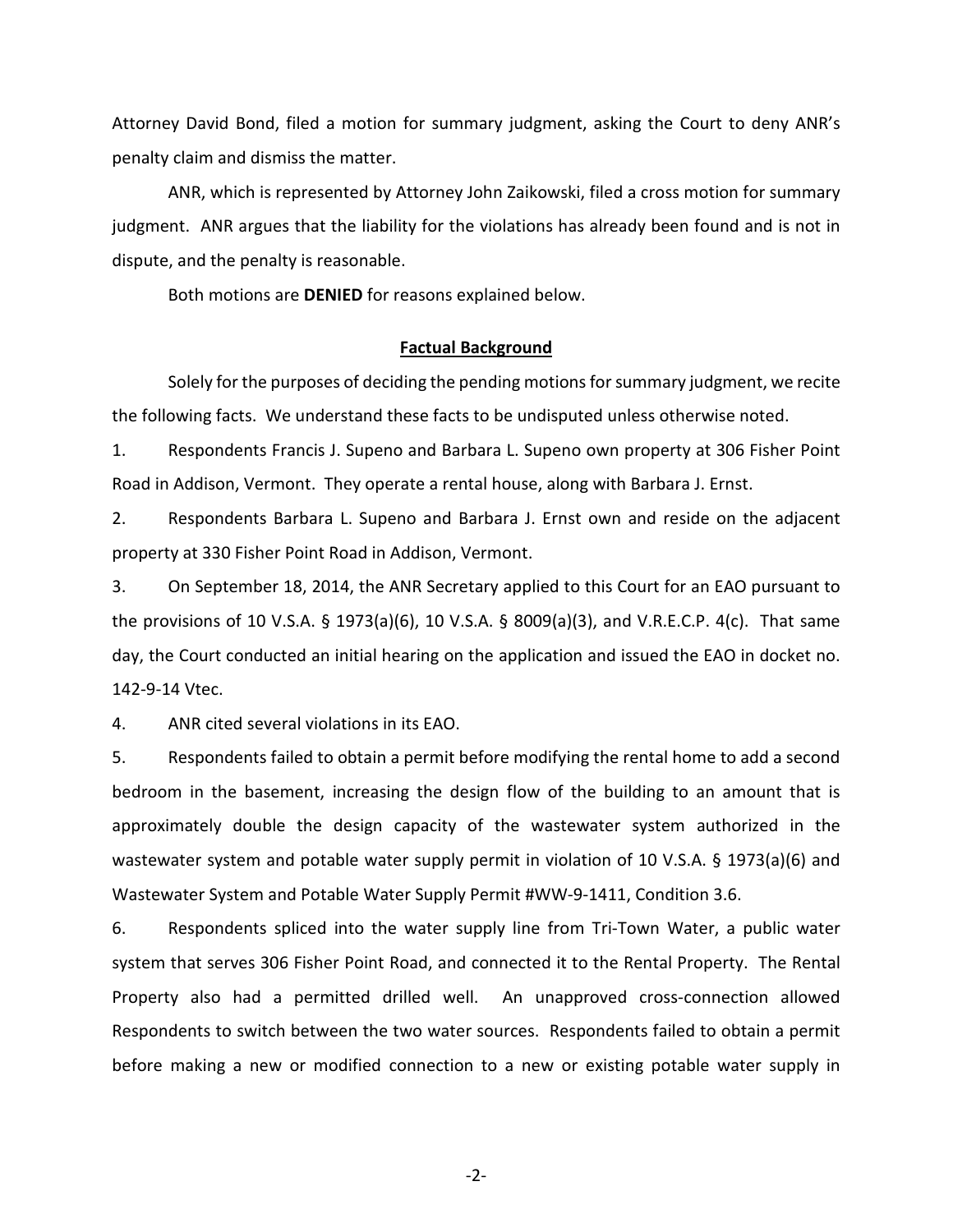Attorney David Bond, filed a motion for summary judgment, asking the Court to deny ANR's penalty claim and dismiss the matter.

ANR, which is represented by Attorney John Zaikowski, filed a cross motion for summary judgment. ANR argues that the liability for the violations has already been found and is not in dispute, and the penalty is reasonable.

Both motions are **DENIED** for reasons explained below.

## Factual Background

Solely for the purposes of deciding the pending motions for summary judgment, we recite the following facts. We understand these facts to be undisputed unless otherwise noted.

1. Respondents Francis J. Supeno and Barbara L. Supeno own property at 306 Fisher Point Road in Addison, Vermont. They operate a rental house, along with Barbara J. Ernst.

2. Respondents Barbara L. Supeno and Barbara J. Ernst own and reside on the adjacent property at 330 Fisher Point Road in Addison, Vermont.

3. On September 18, 2014, the ANR Secretary applied to this Court for an EAO pursuant to the provisions of 10 V.S.A. § 1973(a)(6), 10 V.S.A. § 8009(a)(3), and V.R.E.C.P. 4(c). That same day, the Court conducted an initial hearing on the application and issued the EAO in docket no. 142-9-14 Vtec.

4. ANR cited several violations in its EAO.

5. Respondents failed to obtain a permit before modifying the rental home to add a second bedroom in the basement, increasing the design flow of the building to an amount that is approximately double the design capacity of the wastewater system authorized in the wastewater system and potable water supply permit in violation of 10 V.S.A. § 1973(a)(6) and Wastewater System and Potable Water Supply Permit #WW-9-1411, Condition 3.6.

6. Respondents spliced into the water supply line from Tri-Town Water, a public water system that serves 306 Fisher Point Road, and connected it to the Rental Property. The Rental Property also had a permitted drilled well. An unapproved cross-connection allowed Respondents to switch between the two water sources. Respondents failed to obtain a permit before making a new or modified connection to a new or existing potable water supply in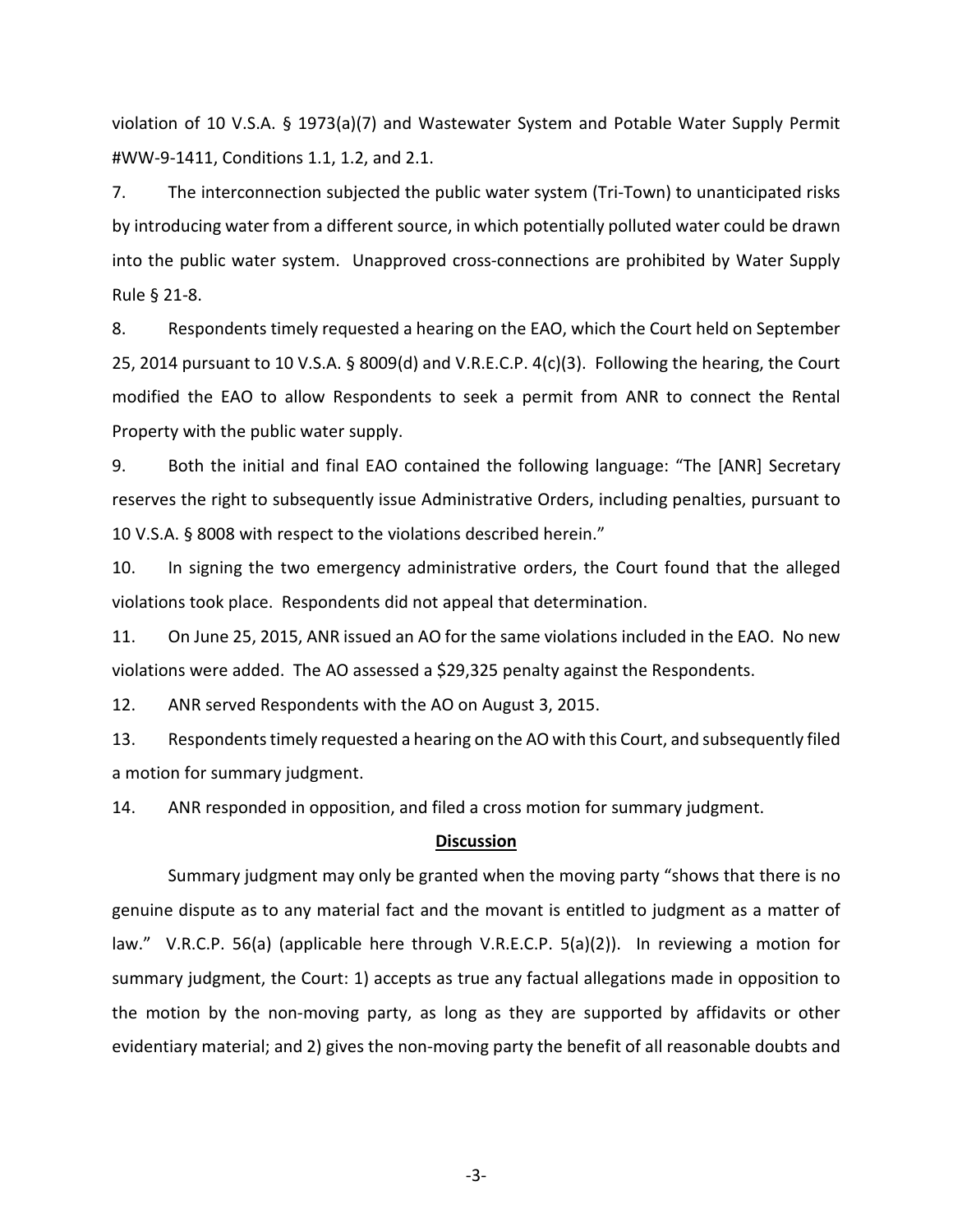violation of 10 V.S.A. § 1973(a)(7) and Wastewater System and Potable Water Supply Permit #WW-9-1411, Conditions 1.1, 1.2, and 2.1.

7. The interconnection subjected the public water system (Tri-Town) to unanticipated risks by introducing water from a different source, in which potentially polluted water could be drawn into the public water system. Unapproved cross-connections are prohibited by Water Supply Rule § 21-8.

8. Respondents timely requested a hearing on the EAO, which the Court held on September 25, 2014 pursuant to 10 V.S.A. § 8009(d) and V.R.E.C.P. 4(c)(3). Following the hearing, the Court modified the EAO to allow Respondents to seek a permit from ANR to connect the Rental Property with the public water supply.

9. Both the initial and final EAO contained the following language: "The [ANR] Secretary reserves the right to subsequently issue Administrative Orders, including penalties, pursuant to 10 V.S.A. § 8008 with respect to the violations described herein."

10. In signing the two emergency administrative orders, the Court found that the alleged violations took place. Respondents did not appeal that determination.

11. On June 25, 2015, ANR issued an AO for the same violations included in the EAO. No new violations were added. The AO assessed a $29,325 penalty against the Respondents.

12. ANR served Respondents with the AO on August 3, 2015.

13. Respondents timely requested a hearing on the AO with this Court, and subsequently filed a motion for summary judgment.

14. ANR responded in opposition, and filed a cross motion for summary judgment.

## <u>Discussion</u>

Summary judgment may only be granted when the moving party "shows that there is no genuine dispute as to any material fact and the movant is entitled to judgment as a matter of law." V.R.C.P. 56(a) (applicable here through V.R.E.C.P. 5(a)(2)). In reviewing a motion for summary judgment, the Court: 1) accepts as true any factual allegations made in opposition to the motion by the non-moving party, as long as they are supported by affidavits or other evidentiary material; and 2) gives the non-moving party the benefit of all reasonable doubts and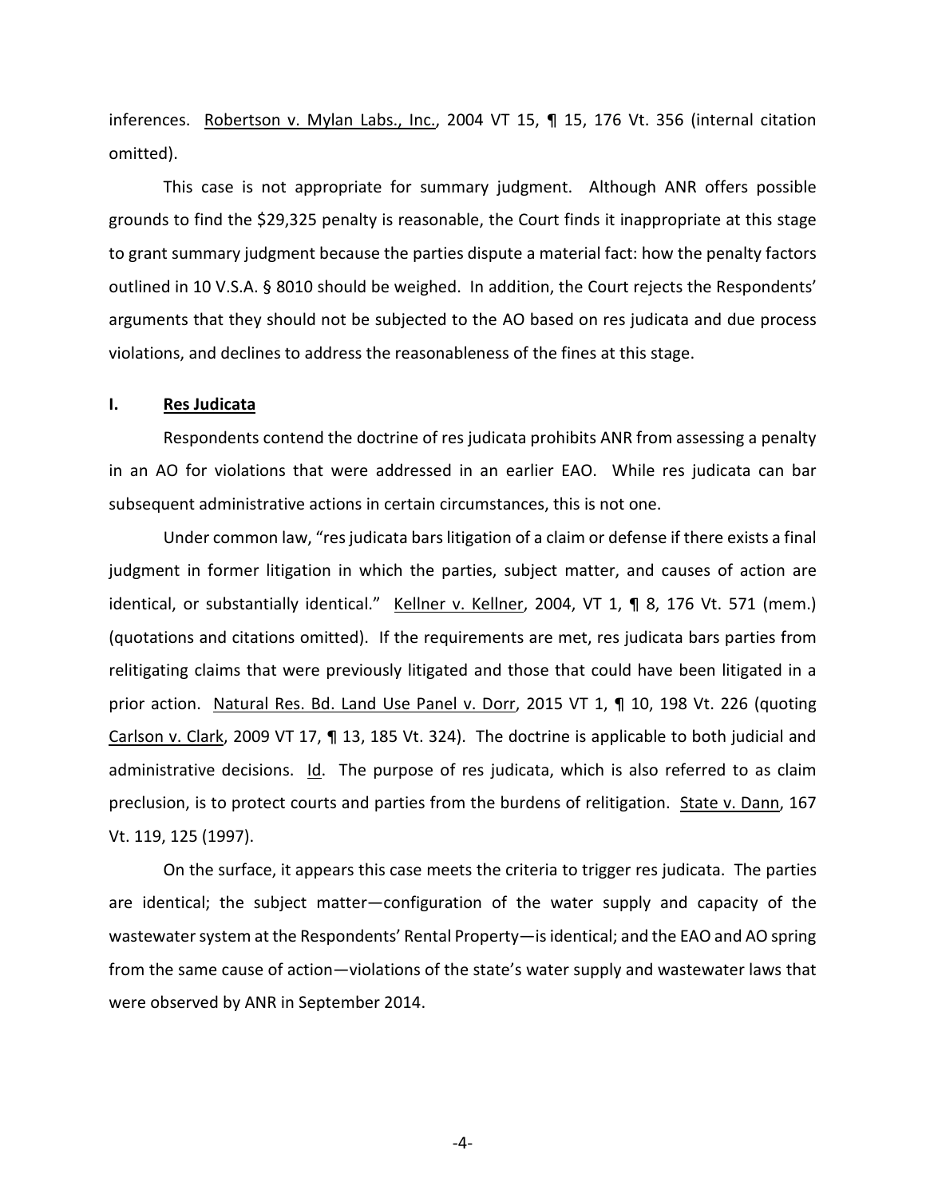inferences. Robertson v. Mylan Labs., Inc., 2004 VT 15, ¶ 15, 176 Vt. 356 (internal citation omitted).

This case is not appropriate for summary judgment. Although ANR offers possible grounds to find the $29,325 penalty is reasonable, the Court finds it inappropriate at this stage to grant summary judgment because the parties dispute a material fact: how the penalty factors outlined in 10 V.S.A. § 8010 should be weighed. In addition, the Court rejects the Respondents' arguments that they should not be subjected to the AO based on res judicata and due process violations, and declines to address the reasonableness of the fines at this stage.

## I. Res Judicata

Respondents contend the doctrine of res judicata prohibits ANR from assessing a penalty in an AO for violations that were addressed in an earlier EAO. While res judicata can bar subsequent administrative actions in certain circumstances, this is not one.

Under common law, "res judicata bars litigation of a claim or defense if there exists a final judgment in former litigation in which the parties, subject matter, and causes of action are identical, or substantially identical." Kellner v. Kellner, 2004, VT 1, ¶ 8, 176 Vt. 571 (mem.) (quotations and citations omitted). If the requirements are met, res judicata bars parties from relitigating claims that were previously litigated and those that could have been litigated in a prior action. Natural Res. Bd. Land Use Panel v. Dorr, 2015 VT 1, ¶ 10, 198 Vt. 226 (quoting Carlson v. Clark, 2009 VT 17, ¶ 13, 185 Vt. 324). The doctrine is applicable to both judicial and administrative decisions. Id. The purpose of res judicata, which is also referred to as claim preclusion, is to protect courts and parties from the burdens of relitigation. State v. Dann, 167 Vt. 119, 125 (1997).

On the surface, it appears this case meets the criteria to trigger res judicata. The parties are identical; the subject matter—configuration of the water supply and capacity of the wastewater system at the Respondents' Rental Property—is identical; and the EAO and AO spring from the same cause of action—violations of the state's water supply and wastewater laws that were observed by ANR in September 2014.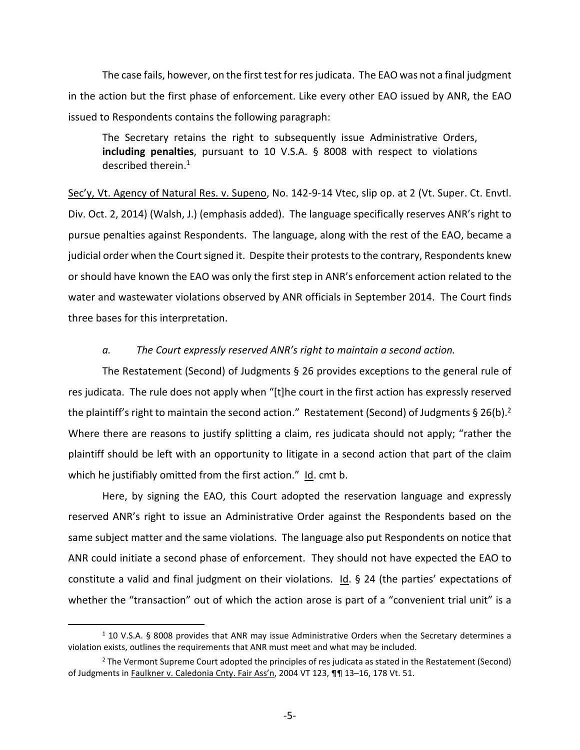The case fails, however, on the first test for res judicata. The EAO was not a final judgment in the action but the first phase of enforcement. Like every other EAO issued by ANR, the EAO issued to Respondents contains the following paragraph:

> The Secretary retains the right to subsequently issue Administrative Orders, **including penalties**, pursuant to 10 V.S.A. § 8008 with respect to violations described therein.[1]

Sec'y, Vt. Agency of Natural Res. v. Supeno, No. 142-9-14 Vtec, slip op. at 2 (Vt. Super. Ct. Envtl. Div. Oct. 2, 2014) (Walsh, J.) (emphasis added). The language specifically reserves ANR's right to pursue penalties against Respondents. The language, along with the rest of the EAO, became a judicial order when the Court signed it. Despite their protests to the contrary, Respondents knew or should have known the EAO was only the first step in ANR's enforcement action related to the water and wastewater violations observed by ANR officials in September 2014. The Court finds three bases for this interpretation.

*a. The Court expressly reserved ANR's right to maintain a second action.*

The Restatement (Second) of Judgments § 26 provides exceptions to the general rule of res judicata. The rule does not apply when "[t]he court in the first action has expressly reserved the plaintiff's right to maintain the second action." Restatement (Second) of Judgments § 26(b).[2] Where there are reasons to justify splitting a claim, res judicata should not apply; "rather the plaintiff should be left with an opportunity to litigate in a second action that part of the claim which he justifiably omitted from the first action." Id. cmt b.

Here, by signing the EAO, this Court adopted the reservation language and expressly reserved ANR's right to issue an Administrative Order against the Respondents based on the same subject matter and the same violations. The language also put Respondents on notice that ANR could initiate a second phase of enforcement. They should not have expected the EAO to constitute a valid and final judgment on their violations. Id. § 24 (the parties' expectations of whether the "transaction" out of which the action arose is part of a "convenient trial unit" is a

---

[1] 10 V.S.A. § 8008 provides that ANR may issue Administrative Orders when the Secretary determines a violation exists, outlines the requirements that ANR must meet and what may be included.

[2] The Vermont Supreme Court adopted the principles of res judicata as stated in the Restatement (Second) of Judgments in Faulkner v. Caledonia Cnty. Fair Ass'n, 2004 VT 123, ¶¶ 13–16, 178 Vt. 51.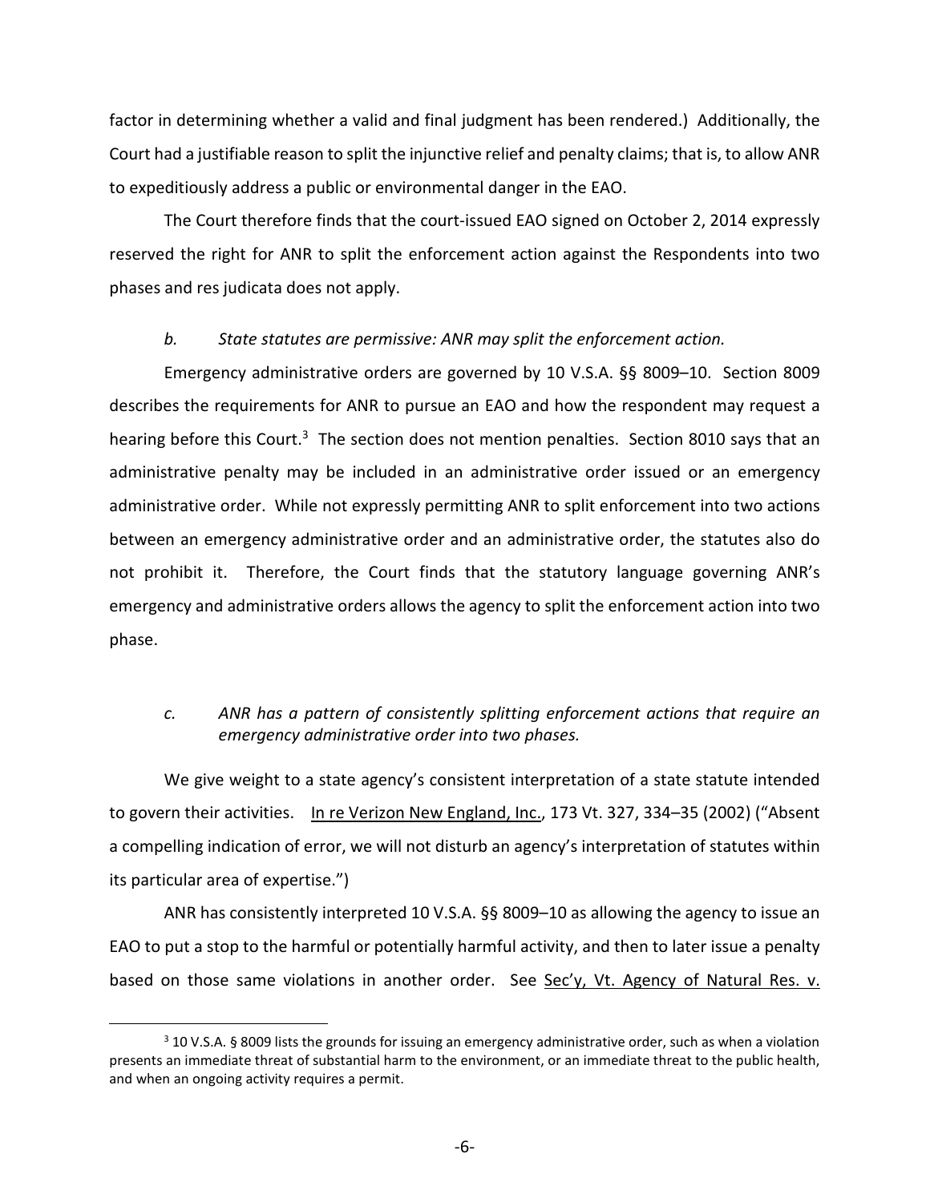factor in determining whether a valid and final judgment has been rendered.) Additionally, the Court had a justifiable reason to split the injunctive relief and penalty claims; that is, to allow ANR to expeditiously address a public or environmental danger in the EAO.

The Court therefore finds that the court-issued EAO signed on October 2, 2014 expressly reserved the right for ANR to split the enforcement action against the Respondents into two phases and res judicata does not apply.

*b. State statutes are permissive: ANR may split the enforcement action.*

Emergency administrative orders are governed by 10 V.S.A. §§ 8009–10. Section 8009 describes the requirements for ANR to pursue an EAO and how the respondent may request a hearing before this Court.[3] The section does not mention penalties. Section 8010 says that an administrative penalty may be included in an administrative order issued or an emergency administrative order. While not expressly permitting ANR to split enforcement into two actions between an emergency administrative order and an administrative order, the statutes also do not prohibit it. Therefore, the Court finds that the statutory language governing ANR's emergency and administrative orders allows the agency to split the enforcement action into two phase.

*c. ANR has a pattern of consistently splitting enforcement actions that require an emergency administrative order into two phases.*

We give weight to a state agency's consistent interpretation of a state statute intended to govern their activities. In re Verizon New England, Inc., 173 Vt. 327, 334–35 (2002) ("Absent a compelling indication of error, we will not disturb an agency's interpretation of statutes within its particular area of expertise.")

ANR has consistently interpreted 10 V.S.A. §§ 8009–10 as allowing the agency to issue an EAO to put a stop to the harmful or potentially harmful activity, and then to later issue a penalty based on those same violations in another order. See Sec'y, Vt. Agency of Natural Res. v.

[3] 10 V.S.A. § 8009 lists the grounds for issuing an emergency administrative order, such as when a violation presents an immediate threat of substantial harm to the environment, or an immediate threat to the public health, and when an ongoing activity requires a permit.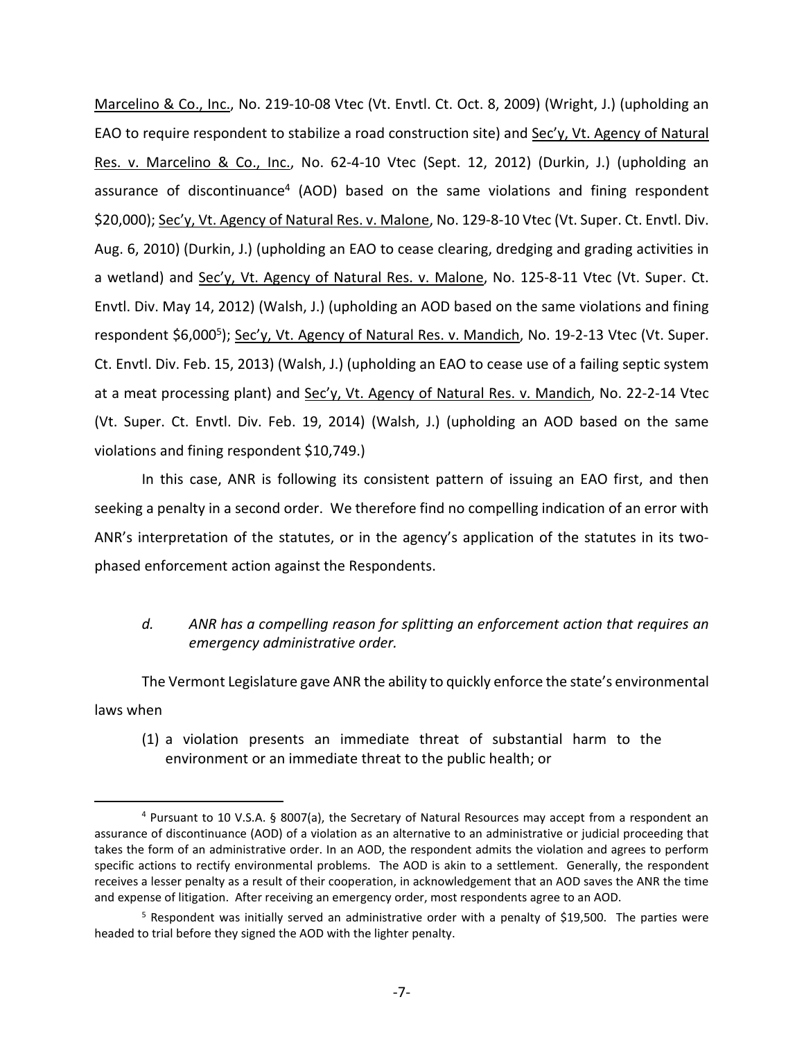Marcelino & Co., Inc., No. 219-10-08 Vtec (Vt. Envtl. Ct. Oct. 8, 2009) (Wright, J.) (upholding an EAO to require respondent to stabilize a road construction site) and Sec'y, Vt. Agency of Natural Res. v. Marcelino & Co., Inc., No. 62-4-10 Vtec (Sept. 12, 2012) (Durkin, J.) (upholding an assurance of discontinuance[4] (AOD) based on the same violations and fining respondent $20,000); Sec'y, Vt. Agency of Natural Res. v. Malone, No. 129-8-10 Vtec (Vt. Super. Ct. Envtl. Div. Aug. 6, 2010) (Durkin, J.) (upholding an EAO to cease clearing, dredging and grading activities in a wetland) and Sec'y, Vt. Agency of Natural Res. v. Malone, No. 125-8-11 Vtec (Vt. Super. Ct. Envtl. Div. May 14, 2012) (Walsh, J.) (upholding an AOD based on the same violations and fining respondent $6,000[5]); Sec'y, Vt. Agency of Natural Res. v. Mandich, No. 19-2-13 Vtec (Vt. Super. Ct. Envtl. Div. Feb. 15, 2013) (Walsh, J.) (upholding an EAO to cease use of a failing septic system at a meat processing plant) and Sec'y, Vt. Agency of Natural Res. v. Mandich, No. 22-2-14 Vtec (Vt. Super. Ct. Envtl. Div. Feb. 19, 2014) (Walsh, J.) (upholding an AOD based on the same violations and fining respondent $10,749.)

In this case, ANR is following its consistent pattern of issuing an EAO first, and then seeking a penalty in a second order. We therefore find no compelling indication of an error with ANR's interpretation of the statutes, or in the agency's application of the statutes in its two-phased enforcement action against the Respondents.

*d. ANR has a compelling reason for splitting an enforcement action that requires an emergency administrative order.*

The Vermont Legislature gave ANR the ability to quickly enforce the state's environmental laws when

> (1) a violation presents an immediate threat of substantial harm to the environment or an immediate threat to the public health; or

[4] Pursuant to 10 V.S.A. § 8007(a), the Secretary of Natural Resources may accept from a respondent an assurance of discontinuance (AOD) of a violation as an alternative to an administrative or judicial proceeding that takes the form of an administrative order. In an AOD, the respondent admits the violation and agrees to perform specific actions to rectify environmental problems. The AOD is akin to a settlement. Generally, the respondent receives a lesser penalty as a result of their cooperation, in acknowledgement that an AOD saves the ANR the time and expense of litigation. After receiving an emergency order, most respondents agree to an AOD.

[5] Respondent was initially served an administrative order with a penalty of $19,500. The parties were headed to trial before they signed the AOD with the lighter penalty.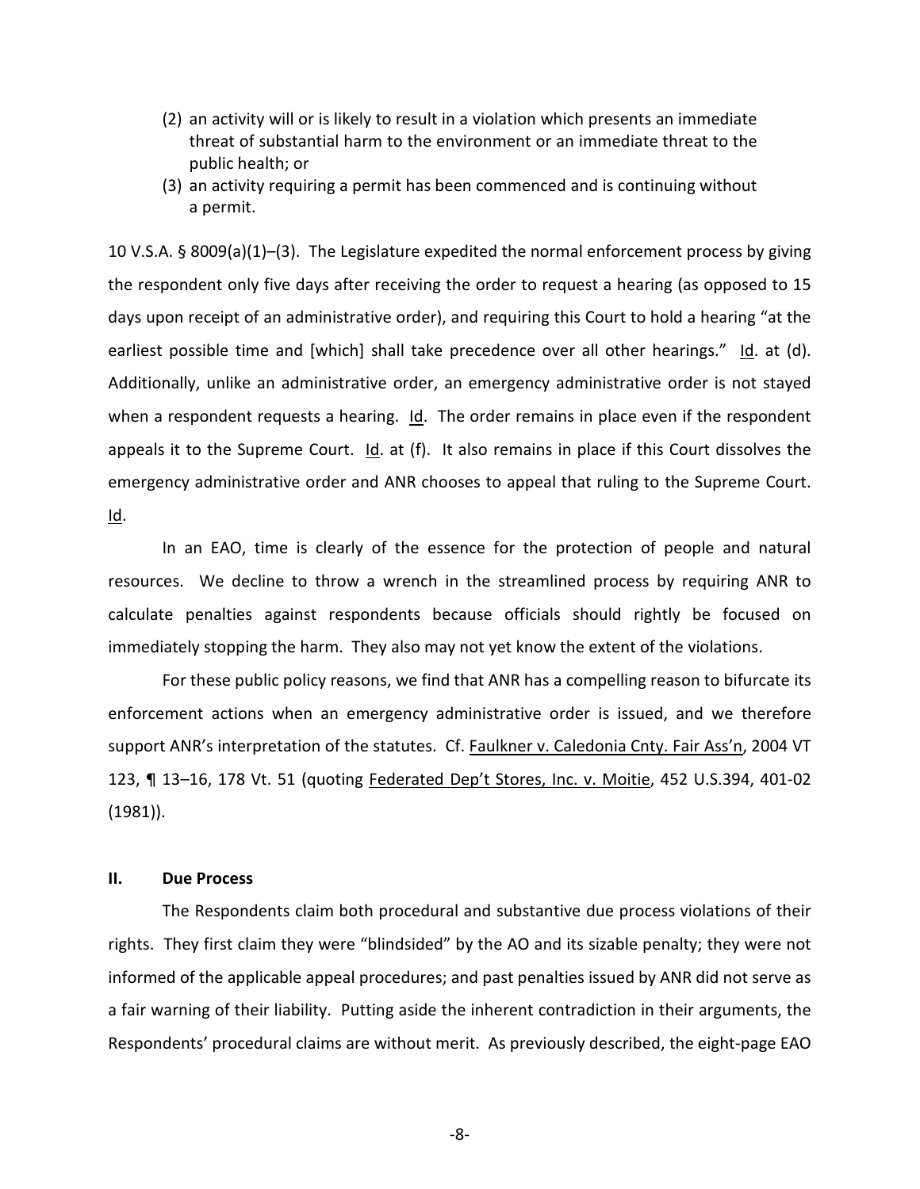(2) an activity will or is likely to result in a violation which presents an immediate threat of substantial harm to the environment or an immediate threat to the public health; or

(3) an activity requiring a permit has been commenced and is continuing without a permit.

10 V.S.A. § 8009(a)(1)–(3). The Legislature expedited the normal enforcement process by giving the respondent only five days after receiving the order to request a hearing (as opposed to 15 days upon receipt of an administrative order), and requiring this Court to hold a hearing "at the earliest possible time and [which] shall take precedence over all other hearings." Id. at (d). Additionally, unlike an administrative order, an emergency administrative order is not stayed when a respondent requests a hearing. Id. The order remains in place even if the respondent appeals it to the Supreme Court. Id. at (f). It also remains in place if this Court dissolves the emergency administrative order and ANR chooses to appeal that ruling to the Supreme Court. Id.

In an EAO, time is clearly of the essence for the protection of people and natural resources. We decline to throw a wrench in the streamlined process by requiring ANR to calculate penalties against respondents because officials should rightly be focused on immediately stopping the harm. They also may not yet know the extent of the violations.

For these public policy reasons, we find that ANR has a compelling reason to bifurcate its enforcement actions when an emergency administrative order is issued, and we therefore support ANR's interpretation of the statutes. Cf. Faulkner v. Caledonia Cnty. Fair Ass'n, 2004 VT 123, ¶ 13–16, 178 Vt. 51 (quoting Federated Dep't Stores, Inc. v. Moitie, 452 U.S.394, 401-02 (1981)).

## II. Due Process

The Respondents claim both procedural and substantive due process violations of their rights. They first claim they were "blindsided" by the AO and its sizable penalty; they were not informed of the applicable appeal procedures; and past penalties issued by ANR did not serve as a fair warning of their liability. Putting aside the inherent contradiction in their arguments, the Respondents' procedural claims are without merit. As previously described, the eight-page EAO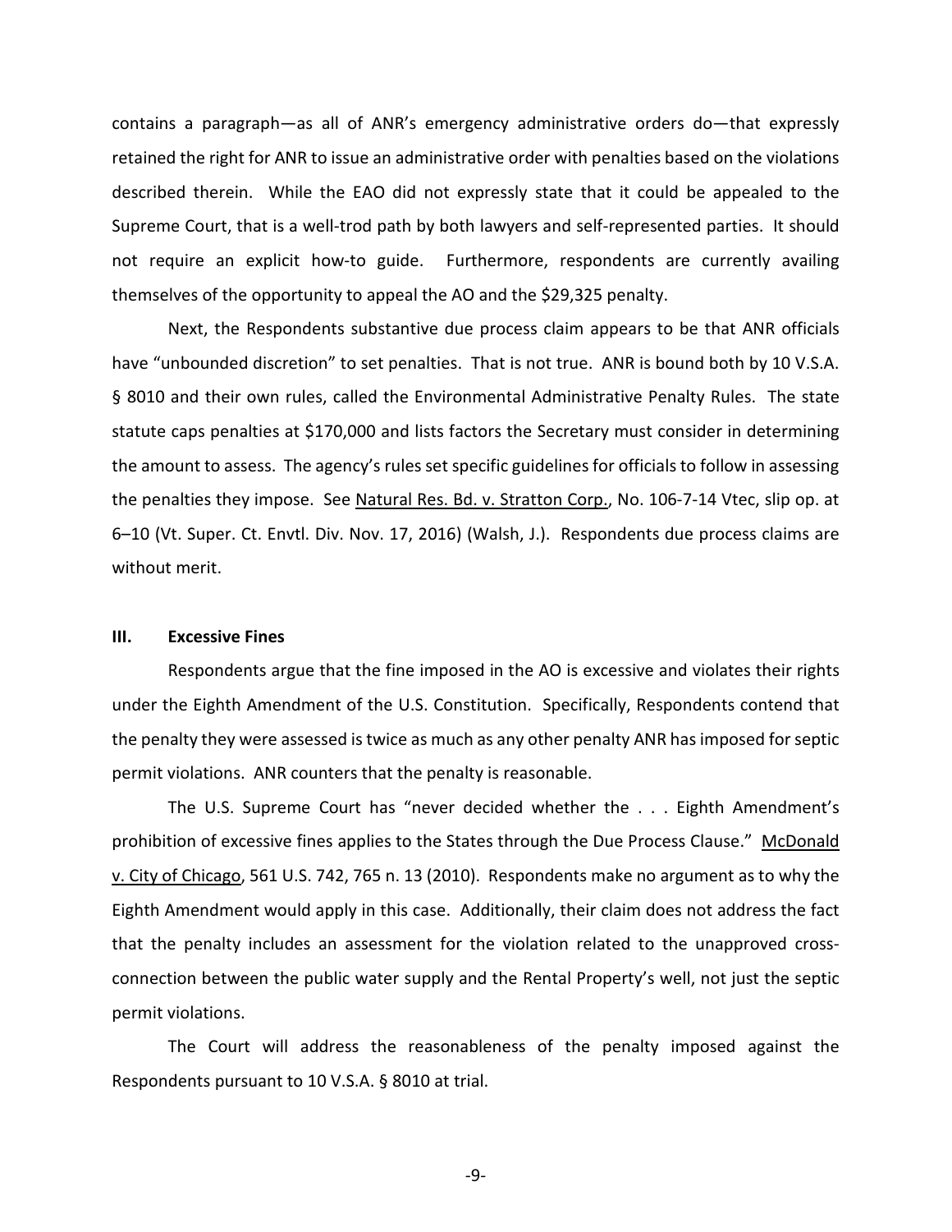contains a paragraph—as all of ANR's emergency administrative orders do—that expressly retained the right for ANR to issue an administrative order with penalties based on the violations described therein. While the EAO did not expressly state that it could be appealed to the Supreme Court, that is a well-trod path by both lawyers and self-represented parties. It should not require an explicit how-to guide. Furthermore, respondents are currently availing themselves of the opportunity to appeal the AO and the $29,325 penalty.

Next, the Respondents substantive due process claim appears to be that ANR officials have "unbounded discretion" to set penalties. That is not true. ANR is bound both by 10 V.S.A. § 8010 and their own rules, called the Environmental Administrative Penalty Rules. The state statute caps penalties at $170,000 and lists factors the Secretary must consider in determining the amount to assess. The agency's rules set specific guidelines for officials to follow in assessing the penalties they impose. See Natural Res. Bd. v. Stratton Corp., No. 106-7-14 Vtec, slip op. at 6–10 (Vt. Super. Ct. Envtl. Div. Nov. 17, 2016) (Walsh, J.). Respondents due process claims are without merit.

### III. Excessive Fines

Respondents argue that the fine imposed in the AO is excessive and violates their rights under the Eighth Amendment of the U.S. Constitution. Specifically, Respondents contend that the penalty they were assessed is twice as much as any other penalty ANR has imposed for septic permit violations. ANR counters that the penalty is reasonable.

The U.S. Supreme Court has "never decided whether the . . . Eighth Amendment's prohibition of excessive fines applies to the States through the Due Process Clause." McDonald v. City of Chicago, 561 U.S. 742, 765 n. 13 (2010). Respondents make no argument as to why the Eighth Amendment would apply in this case. Additionally, their claim does not address the fact that the penalty includes an assessment for the violation related to the unapproved cross-connection between the public water supply and the Rental Property's well, not just the septic permit violations.

The Court will address the reasonableness of the penalty imposed against the Respondents pursuant to 10 V.S.A. § 8010 at trial.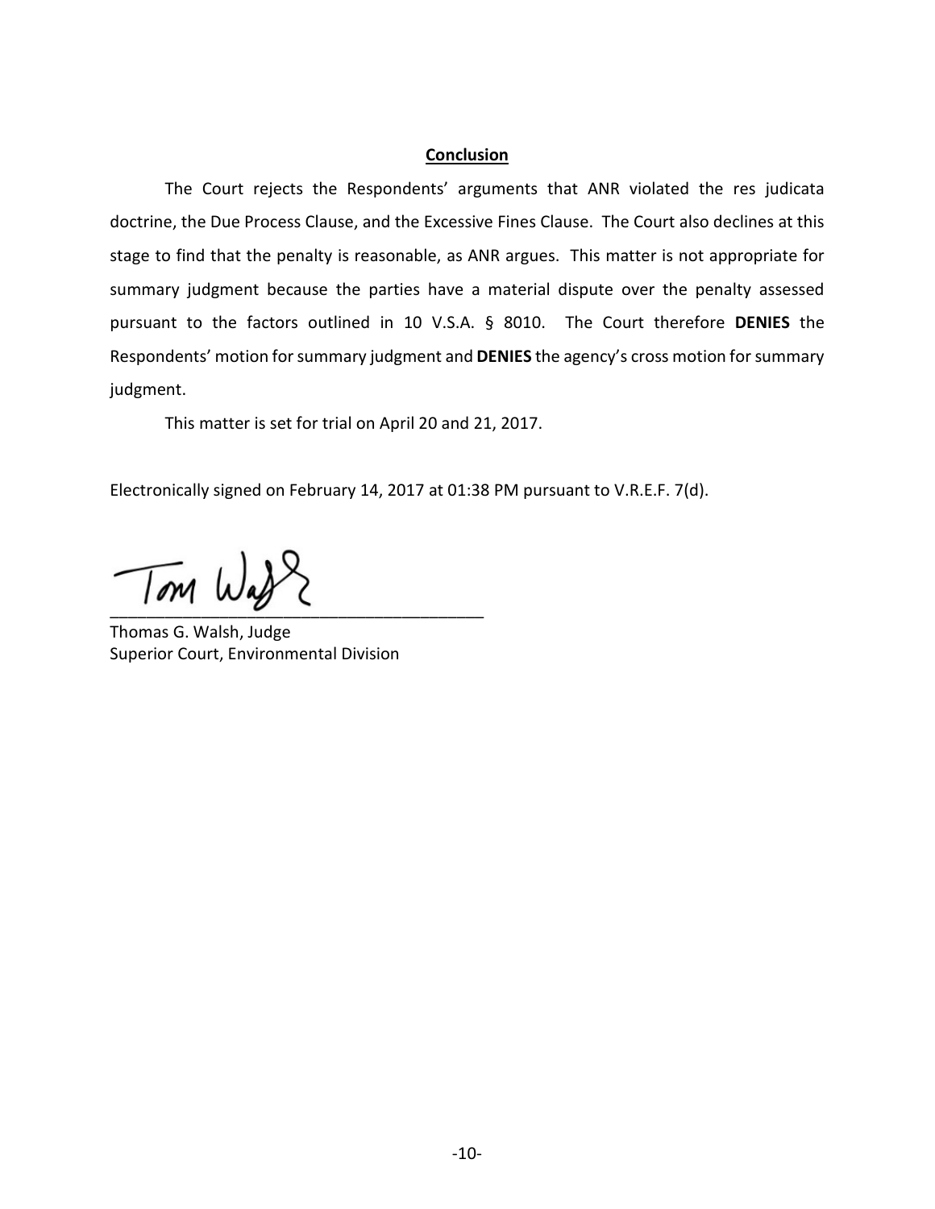## Conclusion

The Court rejects the Respondents' arguments that ANR violated the res judicata doctrine, the Due Process Clause, and the Excessive Fines Clause. The Court also declines at this stage to find that the penalty is reasonable, as ANR argues. This matter is not appropriate for summary judgment because the parties have a material dispute over the penalty assessed pursuant to the factors outlined in 10 V.S.A. § 8010. The Court therefore **DENIES** the Respondents' motion for summary judgment and **DENIES** the agency's cross motion for summary judgment.

This matter is set for trial on April 20 and 21, 2017.

Electronically signed on February 14, 2017 at 01:38 PM pursuant to V.R.E.F. 7(d).

Tom Walsh
_________________________________________

Thomas G. Walsh, Judge
Superior Court, Environmental Division